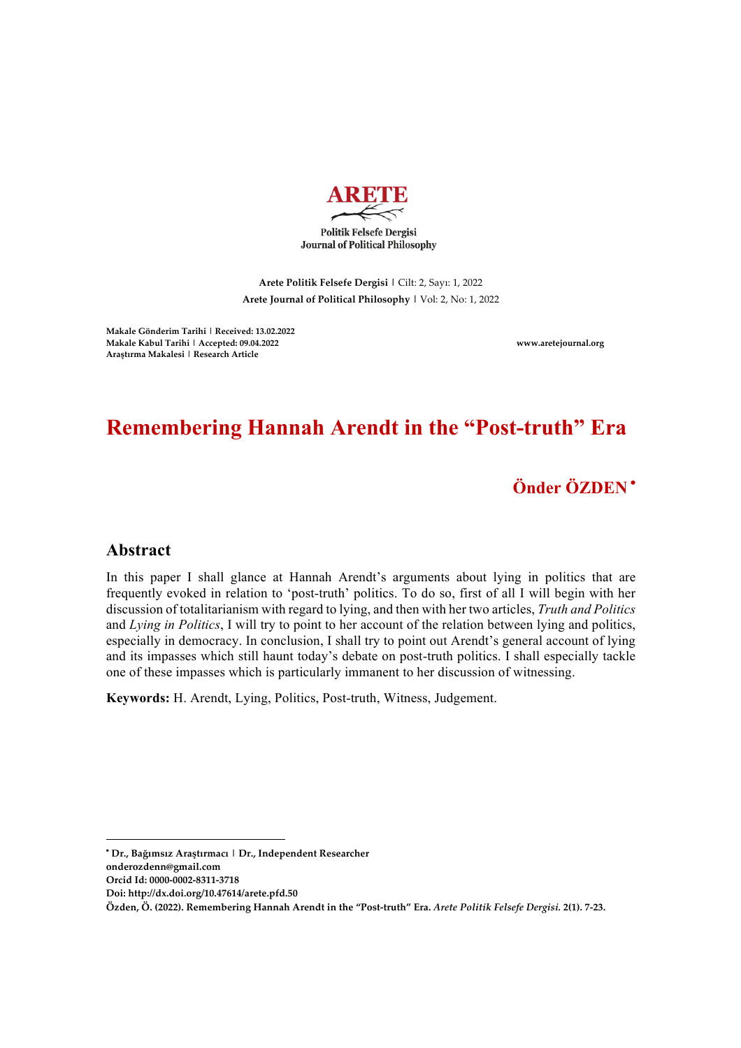# ARETE

Politik Felsefe Dergisi
Journal of Political Philosophy

**Arete Politik Felsefe Dergisi** | Cilt: 2, Sayı: 1, 2022
**Arete Journal of Political Philosophy** | Vol: 2, No: 1, 2022

**Makale Gönderim Tarihi | Received: 13.02.2022**
**Makale Kabul Tarihi | Accepted: 09.04.2022**
**Araştırma Makalesi | Research Article**

**www.aretejournal.org**

# Remembering Hannah Arendt in the "Post-truth" Era

## Önder ÖZDEN[•]

## Abstract

In this paper I shall glance at Hannah Arendt's arguments about lying in politics that are frequently evoked in relation to 'post-truth' politics. To do so, first of all I will begin with her discussion of totalitarianism with regard to lying, and then with her two articles, *Truth and Politics* and *Lying in Politics*, I will try to point to her account of the relation between lying and politics, especially in democracy. In conclusion, I shall try to point out Arendt's general account of lying and its impasses which still haunt today's debate on post-truth politics. I shall especially tackle one of these impasses which is particularly immanent to her discussion of witnessing.

**Keywords:** H. Arendt, Lying, Politics, Post-truth, Witness, Judgement.

---

[•] **Dr., Bağımsız Araştırmacı | Dr., Independent Researcher**
**onderozdenn@gmail.com**
**Orcid Id: 0000-0002-8311-3718**
**Doi: http://dx.doi.org/10.47614/arete.pfd.50**
**Özden, Ö. (2022). Remembering Hannah Arendt in the "Post-truth" Era.** ***Arete Politik Felsefe Dergisi.*** **2(1). 7-23.**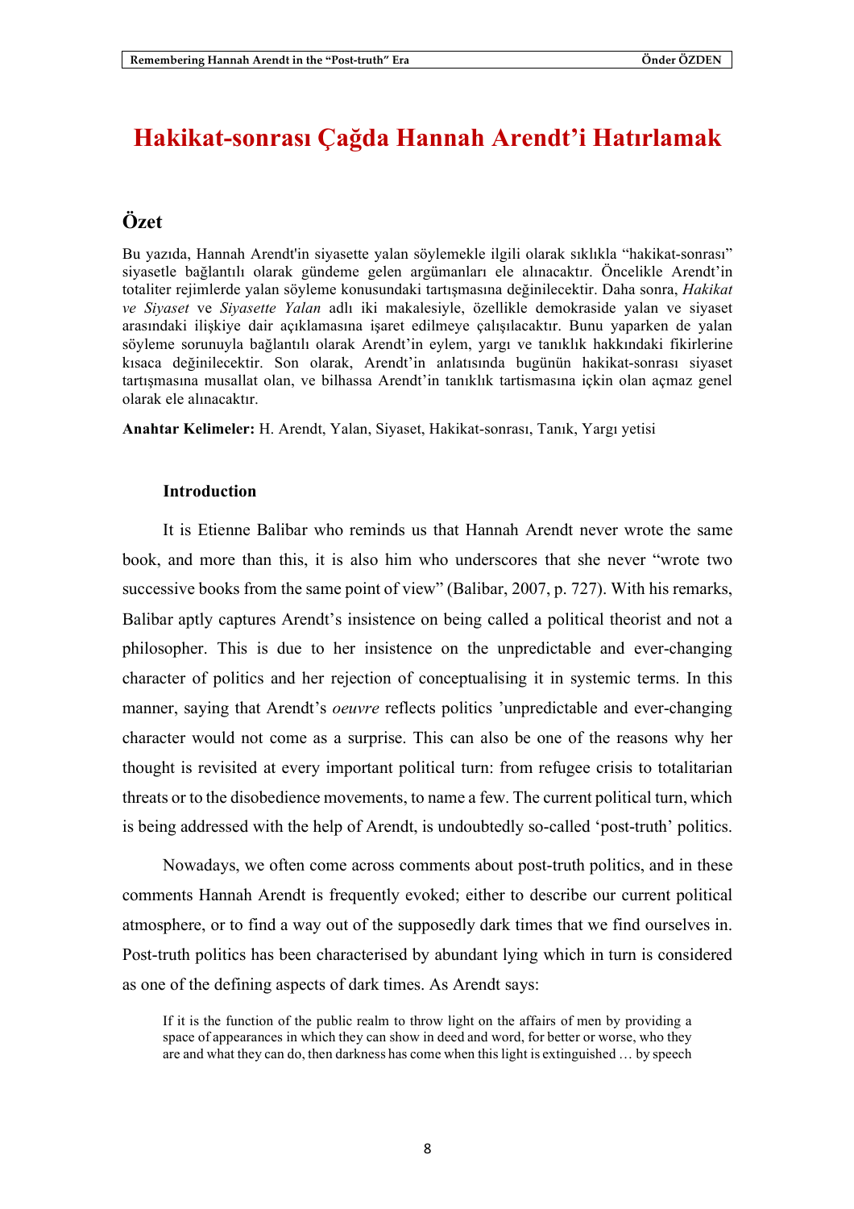# Hakikat-sonrası Çağda Hannah Arendt'i Hatırlamak

## Özet

Bu yazıda, Hannah Arendt'in siyasette yalan söylemekle ilgili olarak sıklıkla "hakikat-sonrası" siyasetle bağlantılı olarak gündeme gelen argümanları ele alınacaktır. Öncelikle Arendt'in totaliter rejimlerde yalan söyleme konusundaki tartışmasına değinilecektir. Daha sonra, *Hakikat ve Siyaset* ve *Siyasette Yalan* adlı iki makalesiyle, özellikle demokraside yalan ve siyaset arasındaki ilişkiye dair açıklamasına işaret edilmeye çalışılacaktır. Bunu yaparken de yalan söyleme sorunuyla bağlantılı olarak Arendt'in eylem, yargı ve tanıklık hakkındaki fikirlerine kısaca değinilecektir. Son olarak, Arendt'in anlatısında bugünün hakikat-sonrası siyaset tartışmasına musallat olan, ve bilhassa Arendt'in tanıklık tartismasına içkin olan açmaz genel olarak ele alınacaktır.

**Anahtar Kelimeler:** H. Arendt, Yalan, Siyaset, Hakikat-sonrası, Tanık, Yargı yetisi

### Introduction

It is Etienne Balibar who reminds us that Hannah Arendt never wrote the same book, and more than this, it is also him who underscores that she never "wrote two successive books from the same point of view" (Balibar, 2007, p. 727). With his remarks, Balibar aptly captures Arendt's insistence on being called a political theorist and not a philosopher. This is due to her insistence on the unpredictable and ever-changing character of politics and her rejection of conceptualising it in systemic terms. In this manner, saying that Arendt's *oeuvre* reflects politics 'unpredictable and ever-changing character would not come as a surprise. This can also be one of the reasons why her thought is revisited at every important political turn: from refugee crisis to totalitarian threats or to the disobedience movements, to name a few. The current political turn, which is being addressed with the help of Arendt, is undoubtedly so-called 'post-truth' politics.

Nowadays, we often come across comments about post-truth politics, and in these comments Hannah Arendt is frequently evoked; either to describe our current political atmosphere, or to find a way out of the supposedly dark times that we find ourselves in. Post-truth politics has been characterised by abundant lying which in turn is considered as one of the defining aspects of dark times. As Arendt says:

> If it is the function of the public realm to throw light on the affairs of men by providing a space of appearances in which they can show in deed and word, for better or worse, who they are and what they can do, then darkness has come when this light is extinguished … by speech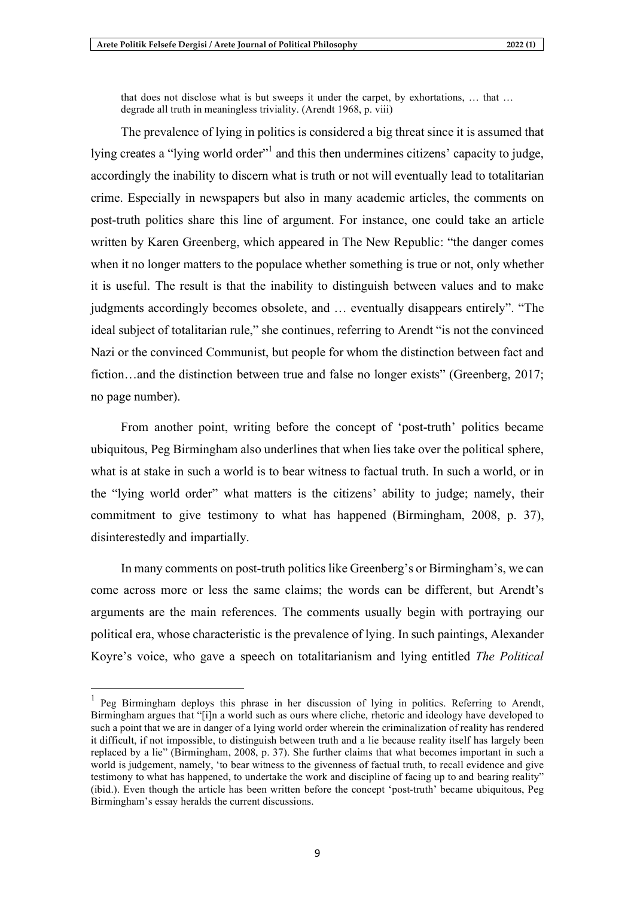> that does not disclose what is but sweeps it under the carpet, by exhortations, … that … degrade all truth in meaningless triviality. (Arendt 1968, p. viii)

The prevalence of lying in politics is considered a big threat since it is assumed that lying creates a "lying world order"[1] and this then undermines citizens' capacity to judge, accordingly the inability to discern what is truth or not will eventually lead to totalitarian crime. Especially in newspapers but also in many academic articles, the comments on post-truth politics share this line of argument. For instance, one could take an article written by Karen Greenberg, which appeared in The New Republic: "the danger comes when it no longer matters to the populace whether something is true or not, only whether it is useful. The result is that the inability to distinguish between values and to make judgments accordingly becomes obsolete, and … eventually disappears entirely". "The ideal subject of totalitarian rule," she continues, referring to Arendt "is not the convinced Nazi or the convinced Communist, but people for whom the distinction between fact and fiction…and the distinction between true and false no longer exists" (Greenberg, 2017; no page number).

From another point, writing before the concept of 'post-truth' politics became ubiquitous, Peg Birmingham also underlines that when lies take over the political sphere, what is at stake in such a world is to bear witness to factual truth. In such a world, or in the "lying world order" what matters is the citizens' ability to judge; namely, their commitment to give testimony to what has happened (Birmingham, 2008, p. 37), disinterestedly and impartially.

In many comments on post-truth politics like Greenberg's or Birmingham's, we can come across more or less the same claims; the words can be different, but Arendt's arguments are the main references. The comments usually begin with portraying our political era, whose characteristic is the prevalence of lying. In such paintings, Alexander Koyre's voice, who gave a speech on totalitarianism and lying entitled *The Political*

---

[1] Peg Birmingham deploys this phrase in her discussion of lying in politics. Referring to Arendt, Birmingham argues that "[i]n a world such as ours where cliche, rhetoric and ideology have developed to such a point that we are in danger of a lying world order wherein the criminalization of reality has rendered it difficult, if not impossible, to distinguish between truth and a lie because reality itself has largely been replaced by a lie" (Birmingham, 2008, p. 37). She further claims that what becomes important in such a world is judgement, namely, 'to bear witness to the givenness of factual truth, to recall evidence and give testimony to what has happened, to undertake the work and discipline of facing up to and bearing reality" (ibid.). Even though the article has been written before the concept 'post-truth' became ubiquitous, Peg Birmingham's essay heralds the current discussions.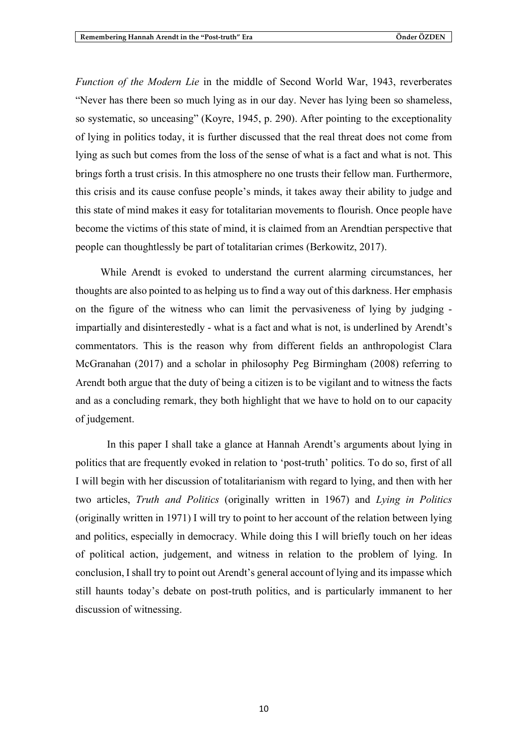*Function of the Modern Lie* in the middle of Second World War, 1943, reverberates "Never has there been so much lying as in our day. Never has lying been so shameless, so systematic, so unceasing" (Koyre, 1945, p. 290). After pointing to the exceptionality of lying in politics today, it is further discussed that the real threat does not come from lying as such but comes from the loss of the sense of what is a fact and what is not. This brings forth a trust crisis. In this atmosphere no one trusts their fellow man. Furthermore, this crisis and its cause confuse people's minds, it takes away their ability to judge and this state of mind makes it easy for totalitarian movements to flourish. Once people have become the victims of this state of mind, it is claimed from an Arendtian perspective that people can thoughtlessly be part of totalitarian crimes (Berkowitz, 2017).

While Arendt is evoked to understand the current alarming circumstances, her thoughts are also pointed to as helping us to find a way out of this darkness. Her emphasis on the figure of the witness who can limit the pervasiveness of lying by judging - impartially and disinterestedly - what is a fact and what is not, is underlined by Arendt's commentators. This is the reason why from different fields an anthropologist Clara McGranahan (2017) and a scholar in philosophy Peg Birmingham (2008) referring to Arendt both argue that the duty of being a citizen is to be vigilant and to witness the facts and as a concluding remark, they both highlight that we have to hold on to our capacity of judgement.

In this paper I shall take a glance at Hannah Arendt's arguments about lying in politics that are frequently evoked in relation to 'post-truth' politics. To do so, first of all I will begin with her discussion of totalitarianism with regard to lying, and then with her two articles, *Truth and Politics* (originally written in 1967) and *Lying in Politics* (originally written in 1971) I will try to point to her account of the relation between lying and politics, especially in democracy. While doing this I will briefly touch on her ideas of political action, judgement, and witness in relation to the problem of lying. In conclusion, I shall try to point out Arendt's general account of lying and its impasse which still haunts today's debate on post-truth politics, and is particularly immanent to her discussion of witnessing.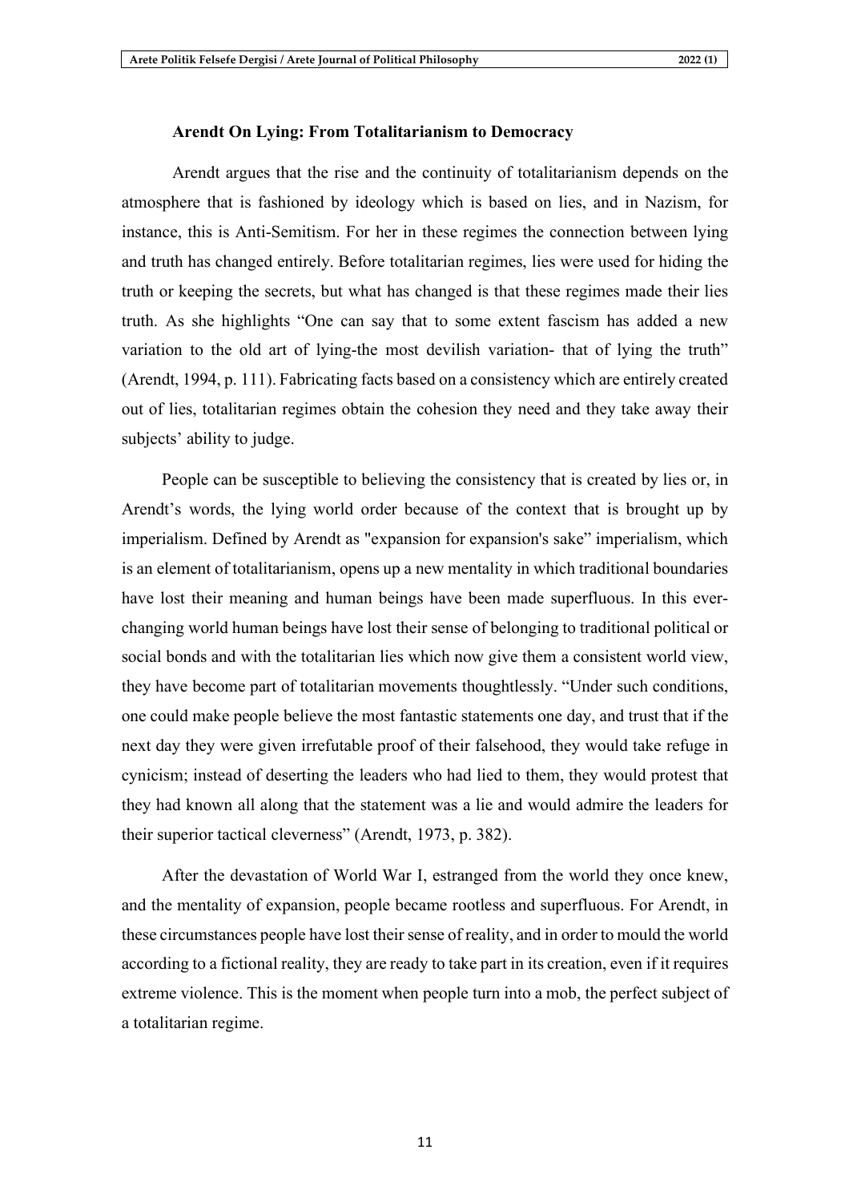## Arendt On Lying: From Totalitarianism to Democracy

Arendt argues that the rise and the continuity of totalitarianism depends on the atmosphere that is fashioned by ideology which is based on lies, and in Nazism, for instance, this is Anti-Semitism. For her in these regimes the connection between lying and truth has changed entirely. Before totalitarian regimes, lies were used for hiding the truth or keeping the secrets, but what has changed is that these regimes made their lies truth. As she highlights "One can say that to some extent fascism has added a new variation to the old art of lying-the most devilish variation- that of lying the truth" (Arendt, 1994, p. 111). Fabricating facts based on a consistency which are entirely created out of lies, totalitarian regimes obtain the cohesion they need and they take away their subjects' ability to judge.

People can be susceptible to believing the consistency that is created by lies or, in Arendt's words, the lying world order because of the context that is brought up by imperialism. Defined by Arendt as "expansion for expansion's sake" imperialism, which is an element of totalitarianism, opens up a new mentality in which traditional boundaries have lost their meaning and human beings have been made superfluous. In this ever-changing world human beings have lost their sense of belonging to traditional political or social bonds and with the totalitarian lies which now give them a consistent world view, they have become part of totalitarian movements thoughtlessly. "Under such conditions, one could make people believe the most fantastic statements one day, and trust that if the next day they were given irrefutable proof of their falsehood, they would take refuge in cynicism; instead of deserting the leaders who had lied to them, they would protest that they had known all along that the statement was a lie and would admire the leaders for their superior tactical cleverness" (Arendt, 1973, p. 382).

After the devastation of World War I, estranged from the world they once knew, and the mentality of expansion, people became rootless and superfluous. For Arendt, in these circumstances people have lost their sense of reality, and in order to mould the world according to a fictional reality, they are ready to take part in its creation, even if it requires extreme violence. This is the moment when people turn into a mob, the perfect subject of a totalitarian regime.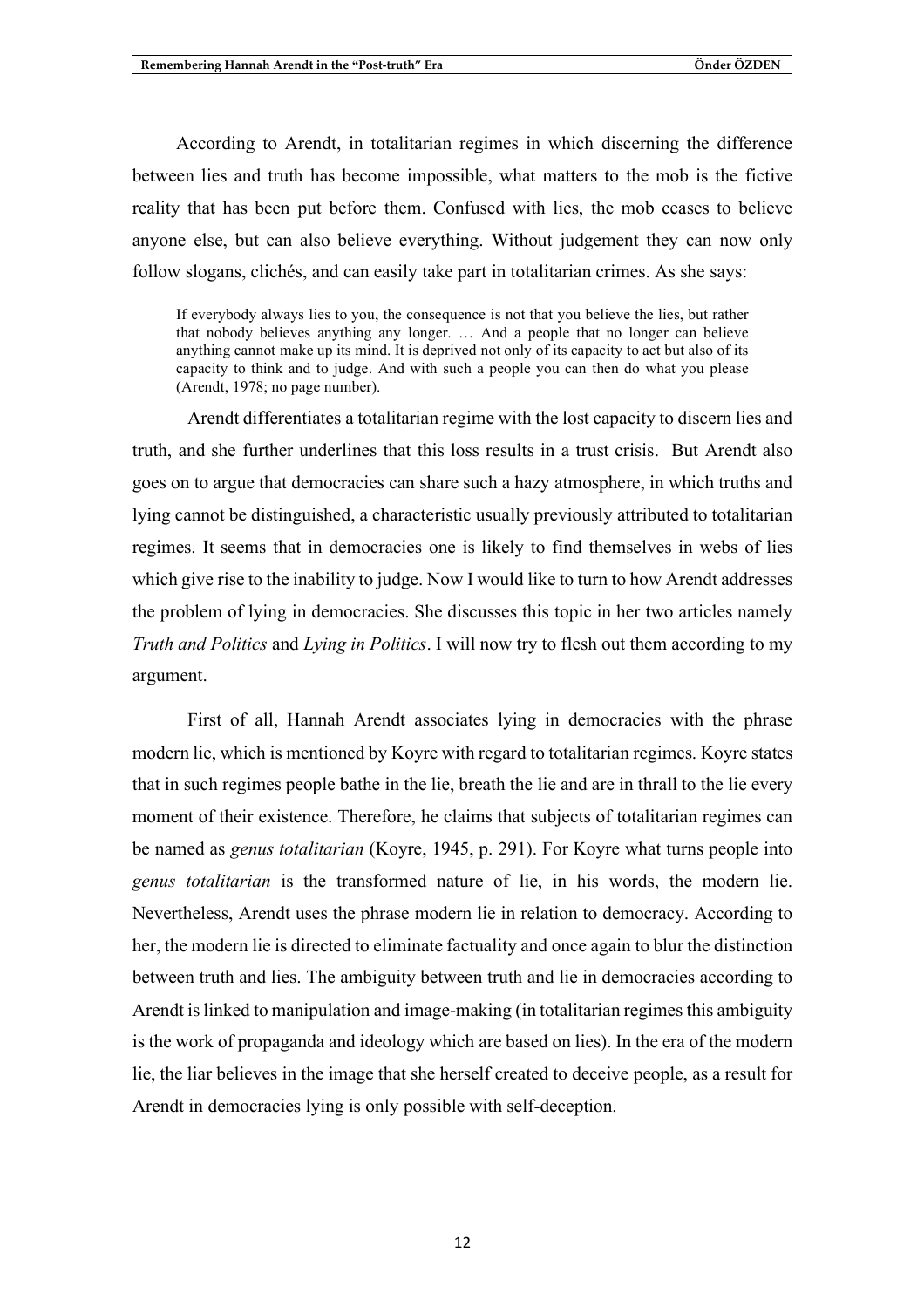According to Arendt, in totalitarian regimes in which discerning the difference between lies and truth has become impossible, what matters to the mob is the fictive reality that has been put before them. Confused with lies, the mob ceases to believe anyone else, but can also believe everything. Without judgement they can now only follow slogans, clichés, and can easily take part in totalitarian crimes. As she says:

> If everybody always lies to you, the consequence is not that you believe the lies, but rather that nobody believes anything any longer. … And a people that no longer can believe anything cannot make up its mind. It is deprived not only of its capacity to act but also of its capacity to think and to judge. And with such a people you can then do what you please (Arendt, 1978; no page number).

Arendt differentiates a totalitarian regime with the lost capacity to discern lies and truth, and she further underlines that this loss results in a trust crisis. But Arendt also goes on to argue that democracies can share such a hazy atmosphere, in which truths and lying cannot be distinguished, a characteristic usually previously attributed to totalitarian regimes. It seems that in democracies one is likely to find themselves in webs of lies which give rise to the inability to judge. Now I would like to turn to how Arendt addresses the problem of lying in democracies. She discusses this topic in her two articles namely *Truth and Politics* and *Lying in Politics*. I will now try to flesh out them according to my argument.

First of all, Hannah Arendt associates lying in democracies with the phrase modern lie, which is mentioned by Koyre with regard to totalitarian regimes. Koyre states that in such regimes people bathe in the lie, breath the lie and are in thrall to the lie every moment of their existence. Therefore, he claims that subjects of totalitarian regimes can be named as *genus totalitarian* (Koyre, 1945, p. 291). For Koyre what turns people into *genus totalitarian* is the transformed nature of lie, in his words, the modern lie. Nevertheless, Arendt uses the phrase modern lie in relation to democracy. According to her, the modern lie is directed to eliminate factuality and once again to blur the distinction between truth and lies. The ambiguity between truth and lie in democracies according to Arendt is linked to manipulation and image-making (in totalitarian regimes this ambiguity is the work of propaganda and ideology which are based on lies). In the era of the modern lie, the liar believes in the image that she herself created to deceive people, as a result for Arendt in democracies lying is only possible with self-deception.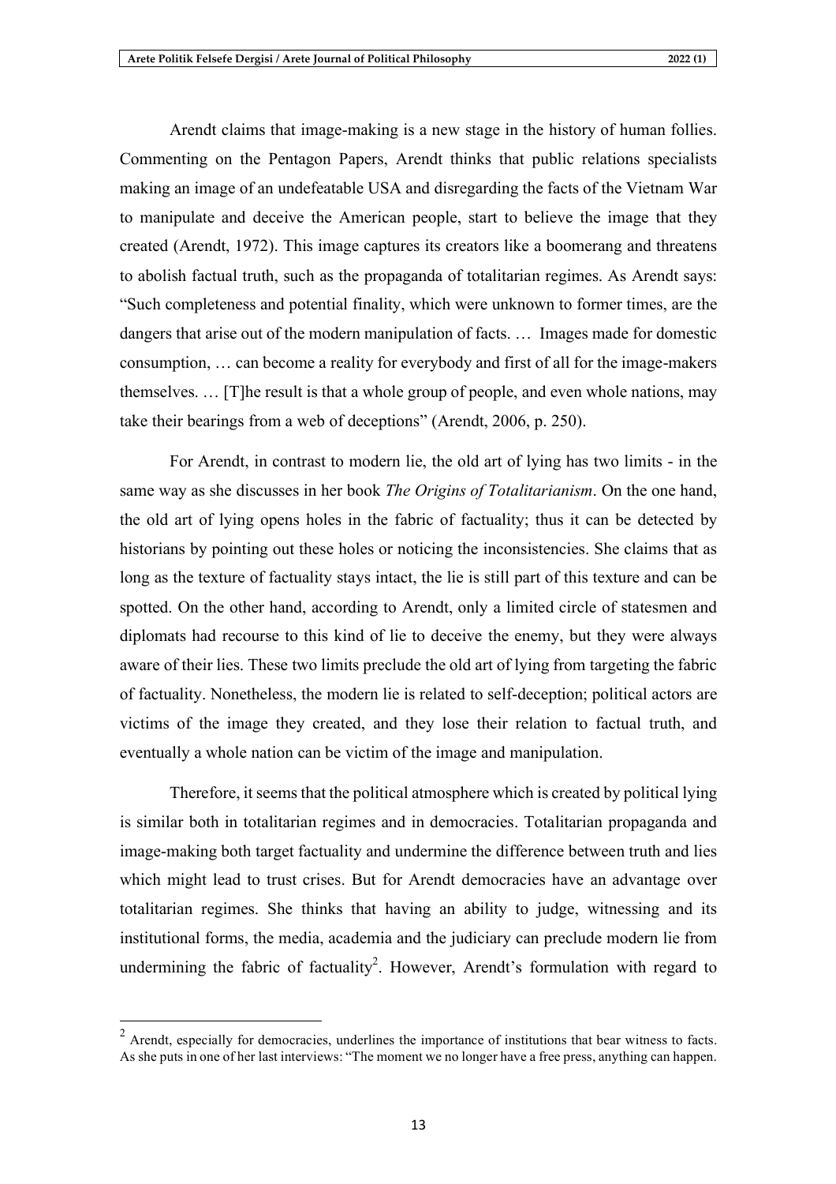Arendt claims that image-making is a new stage in the history of human follies. Commenting on the Pentagon Papers, Arendt thinks that public relations specialists making an image of an undefeatable USA and disregarding the facts of the Vietnam War to manipulate and deceive the American people, start to believe the image that they created (Arendt, 1972). This image captures its creators like a boomerang and threatens to abolish factual truth, such as the propaganda of totalitarian regimes. As Arendt says: "Such completeness and potential finality, which were unknown to former times, are the dangers that arise out of the modern manipulation of facts. … Images made for domestic consumption, … can become a reality for everybody and first of all for the image-makers themselves. … [T]he result is that a whole group of people, and even whole nations, may take their bearings from a web of deceptions" (Arendt, 2006, p. 250).

For Arendt, in contrast to modern lie, the old art of lying has two limits - in the same way as she discusses in her book *The Origins of Totalitarianism*. On the one hand, the old art of lying opens holes in the fabric of factuality; thus it can be detected by historians by pointing out these holes or noticing the inconsistencies. She claims that as long as the texture of factuality stays intact, the lie is still part of this texture and can be spotted. On the other hand, according to Arendt, only a limited circle of statesmen and diplomats had recourse to this kind of lie to deceive the enemy, but they were always aware of their lies. These two limits preclude the old art of lying from targeting the fabric of factuality. Nonetheless, the modern lie is related to self-deception; political actors are victims of the image they created, and they lose their relation to factual truth, and eventually a whole nation can be victim of the image and manipulation.

Therefore, it seems that the political atmosphere which is created by political lying is similar both in totalitarian regimes and in democracies. Totalitarian propaganda and image-making both target factuality and undermine the difference between truth and lies which might lead to trust crises. But for Arendt democracies have an advantage over totalitarian regimes. She thinks that having an ability to judge, witnessing and its institutional forms, the media, academia and the judiciary can preclude modern lie from undermining the fabric of factuality[2]. However, Arendt's formulation with regard to

[2] Arendt, especially for democracies, underlines the importance of institutions that bear witness to facts. As she puts in one of her last interviews: "The moment we no longer have a free press, anything can happen.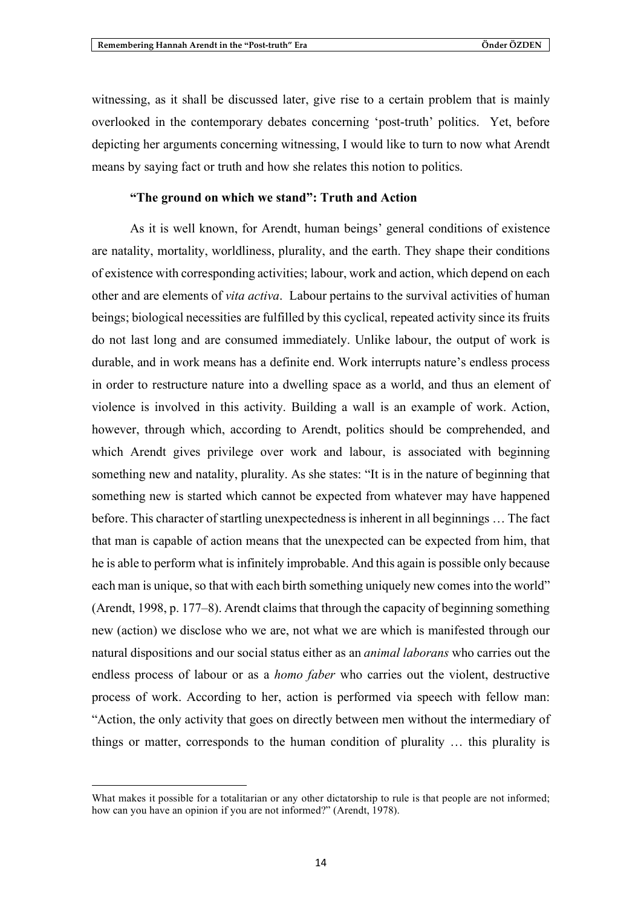witnessing, as it shall be discussed later, give rise to a certain problem that is mainly overlooked in the contemporary debates concerning 'post-truth' politics. Yet, before depicting her arguments concerning witnessing, I would like to turn to now what Arendt means by saying fact or truth and how she relates this notion to politics.

### "The ground on which we stand": Truth and Action

As it is well known, for Arendt, human beings' general conditions of existence are natality, mortality, worldliness, plurality, and the earth. They shape their conditions of existence with corresponding activities; labour, work and action, which depend on each other and are elements of *vita activa*. Labour pertains to the survival activities of human beings; biological necessities are fulfilled by this cyclical, repeated activity since its fruits do not last long and are consumed immediately. Unlike labour, the output of work is durable, and in work means has a definite end. Work interrupts nature's endless process in order to restructure nature into a dwelling space as a world, and thus an element of violence is involved in this activity. Building a wall is an example of work. Action, however, through which, according to Arendt, politics should be comprehended, and which Arendt gives privilege over work and labour, is associated with beginning something new and natality, plurality. As she states: "It is in the nature of beginning that something new is started which cannot be expected from whatever may have happened before. This character of startling unexpectedness is inherent in all beginnings … The fact that man is capable of action means that the unexpected can be expected from him, that he is able to perform what is infinitely improbable. And this again is possible only because each man is unique, so that with each birth something uniquely new comes into the world" (Arendt, 1998, p. 177–8). Arendt claims that through the capacity of beginning something new (action) we disclose who we are, not what we are which is manifested through our natural dispositions and our social status either as an *animal laborans* who carries out the endless process of labour or as a *homo faber* who carries out the violent, destructive process of work. According to her, action is performed via speech with fellow man: "Action, the only activity that goes on directly between men without the intermediary of things or matter, corresponds to the human condition of plurality … this plurality is

---

What makes it possible for a totalitarian or any other dictatorship to rule is that people are not informed; how can you have an opinion if you are not informed?" (Arendt, 1978).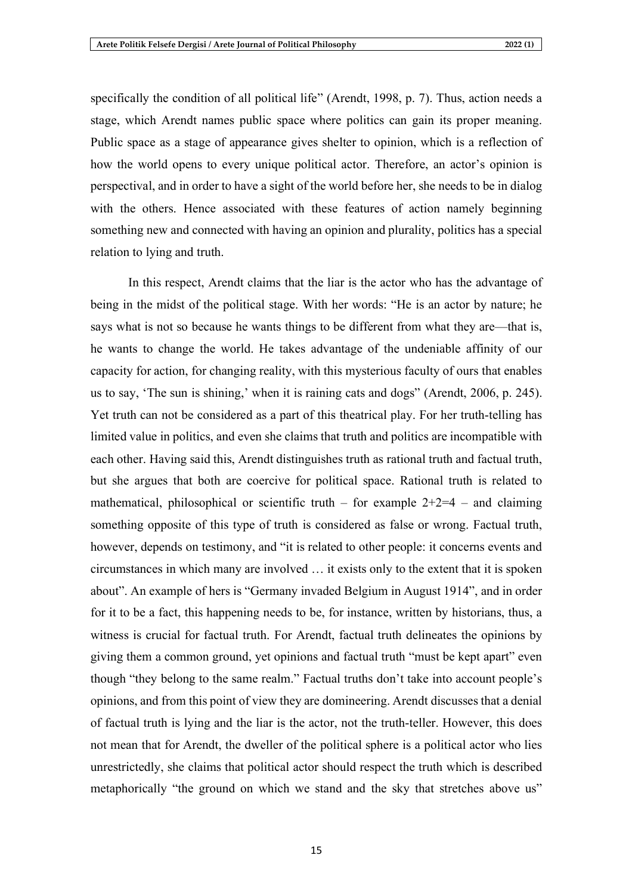specifically the condition of all political life" (Arendt, 1998, p. 7). Thus, action needs a stage, which Arendt names public space where politics can gain its proper meaning. Public space as a stage of appearance gives shelter to opinion, which is a reflection of how the world opens to every unique political actor. Therefore, an actor's opinion is perspectival, and in order to have a sight of the world before her, she needs to be in dialog with the others. Hence associated with these features of action namely beginning something new and connected with having an opinion and plurality, politics has a special relation to lying and truth.

In this respect, Arendt claims that the liar is the actor who has the advantage of being in the midst of the political stage. With her words: "He is an actor by nature; he says what is not so because he wants things to be different from what they are—that is, he wants to change the world. He takes advantage of the undeniable affinity of our capacity for action, for changing reality, with this mysterious faculty of ours that enables us to say, 'The sun is shining,' when it is raining cats and dogs" (Arendt, 2006, p. 245). Yet truth can not be considered as a part of this theatrical play. For her truth-telling has limited value in politics, and even she claims that truth and politics are incompatible with each other. Having said this, Arendt distinguishes truth as rational truth and factual truth, but she argues that both are coercive for political space. Rational truth is related to mathematical, philosophical or scientific truth – for example 2+2=4 – and claiming something opposite of this type of truth is considered as false or wrong. Factual truth, however, depends on testimony, and "it is related to other people: it concerns events and circumstances in which many are involved … it exists only to the extent that it is spoken about". An example of hers is "Germany invaded Belgium in August 1914", and in order for it to be a fact, this happening needs to be, for instance, written by historians, thus, a witness is crucial for factual truth. For Arendt, factual truth delineates the opinions by giving them a common ground, yet opinions and factual truth "must be kept apart" even though "they belong to the same realm." Factual truths don't take into account people's opinions, and from this point of view they are domineering. Arendt discusses that a denial of factual truth is lying and the liar is the actor, not the truth-teller. However, this does not mean that for Arendt, the dweller of the political sphere is a political actor who lies unrestrictedly, she claims that political actor should respect the truth which is described metaphorically "the ground on which we stand and the sky that stretches above us"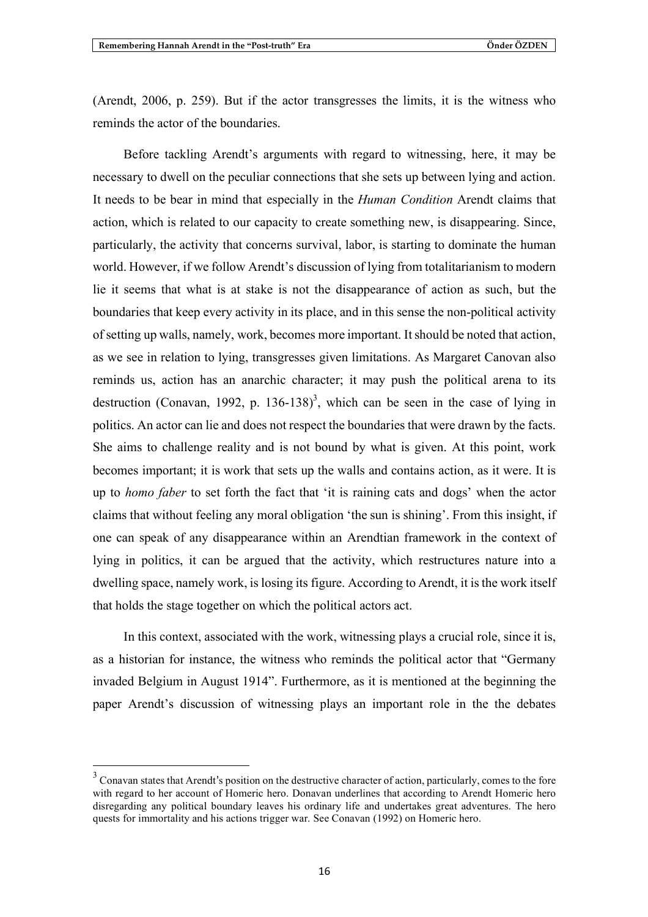(Arendt, 2006, p. 259). But if the actor transgresses the limits, it is the witness who reminds the actor of the boundaries.

Before tackling Arendt's arguments with regard to witnessing, here, it may be necessary to dwell on the peculiar connections that she sets up between lying and action. It needs to be bear in mind that especially in the *Human Condition* Arendt claims that action, which is related to our capacity to create something new, is disappearing. Since, particularly, the activity that concerns survival, labor, is starting to dominate the human world. However, if we follow Arendt's discussion of lying from totalitarianism to modern lie it seems that what is at stake is not the disappearance of action as such, but the boundaries that keep every activity in its place, and in this sense the non-political activity of setting up walls, namely, work, becomes more important. It should be noted that action, as we see in relation to lying, transgresses given limitations. As Margaret Canovan also reminds us, action has an anarchic character; it may push the political arena to its destruction (Conavan, 1992, p. 136-138)[3], which can be seen in the case of lying in politics. An actor can lie and does not respect the boundaries that were drawn by the facts. She aims to challenge reality and is not bound by what is given. At this point, work becomes important; it is work that sets up the walls and contains action, as it were. It is up to *homo faber* to set forth the fact that 'it is raining cats and dogs' when the actor claims that without feeling any moral obligation 'the sun is shining'. From this insight, if one can speak of any disappearance within an Arendtian framework in the context of lying in politics, it can be argued that the activity, which restructures nature into a dwelling space, namely work, is losing its figure. According to Arendt, it is the work itself that holds the stage together on which the political actors act.

In this context, associated with the work, witnessing plays a crucial role, since it is, as a historian for instance, the witness who reminds the political actor that "Germany invaded Belgium in August 1914". Furthermore, as it is mentioned at the beginning the paper Arendt's discussion of witnessing plays an important role in the the debates

[3] Conavan states that Arendt's position on the destructive character of action, particularly, comes to the fore with regard to her account of Homeric hero. Donavan underlines that according to Arendt Homeric hero disregarding any political boundary leaves his ordinary life and undertakes great adventures. The hero quests for immortality and his actions trigger war. See Conavan (1992) on Homeric hero.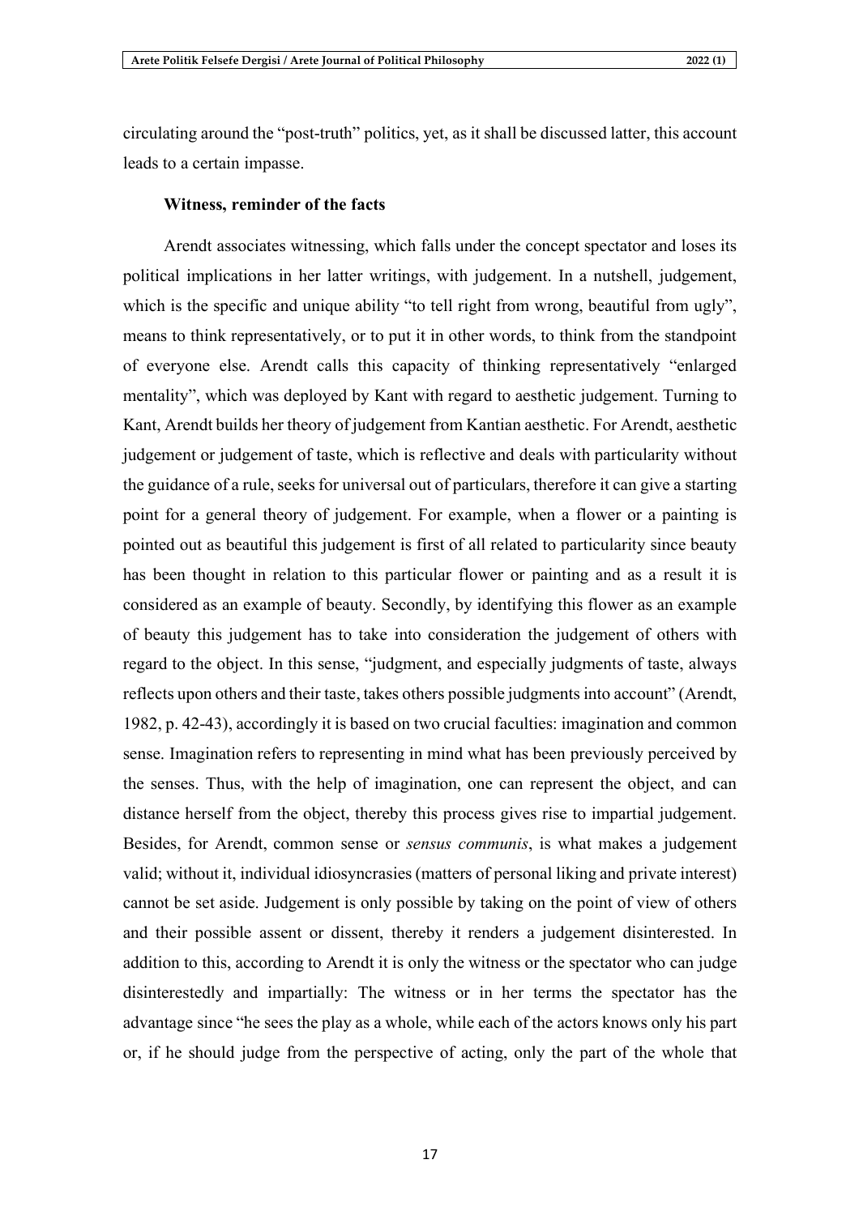circulating around the "post-truth" politics, yet, as it shall be discussed latter, this account leads to a certain impasse.

### Witness, reminder of the facts

Arendt associates witnessing, which falls under the concept spectator and loses its political implications in her latter writings, with judgement. In a nutshell, judgement, which is the specific and unique ability "to tell right from wrong, beautiful from ugly", means to think representatively, or to put it in other words, to think from the standpoint of everyone else. Arendt calls this capacity of thinking representatively "enlarged mentality", which was deployed by Kant with regard to aesthetic judgement. Turning to Kant, Arendt builds her theory of judgement from Kantian aesthetic. For Arendt, aesthetic judgement or judgement of taste, which is reflective and deals with particularity without the guidance of a rule, seeks for universal out of particulars, therefore it can give a starting point for a general theory of judgement. For example, when a flower or a painting is pointed out as beautiful this judgement is first of all related to particularity since beauty has been thought in relation to this particular flower or painting and as a result it is considered as an example of beauty. Secondly, by identifying this flower as an example of beauty this judgement has to take into consideration the judgement of others with regard to the object. In this sense, "judgment, and especially judgments of taste, always reflects upon others and their taste, takes others possible judgments into account" (Arendt, 1982, p. 42-43), accordingly it is based on two crucial faculties: imagination and common sense. Imagination refers to representing in mind what has been previously perceived by the senses. Thus, with the help of imagination, one can represent the object, and can distance herself from the object, thereby this process gives rise to impartial judgement. Besides, for Arendt, common sense or *sensus communis*, is what makes a judgement valid; without it, individual idiosyncrasies (matters of personal liking and private interest) cannot be set aside. Judgement is only possible by taking on the point of view of others and their possible assent or dissent, thereby it renders a judgement disinterested. In addition to this, according to Arendt it is only the witness or the spectator who can judge disinterestedly and impartially: The witness or in her terms the spectator has the advantage since "he sees the play as a whole, while each of the actors knows only his part or, if he should judge from the perspective of acting, only the part of the whole that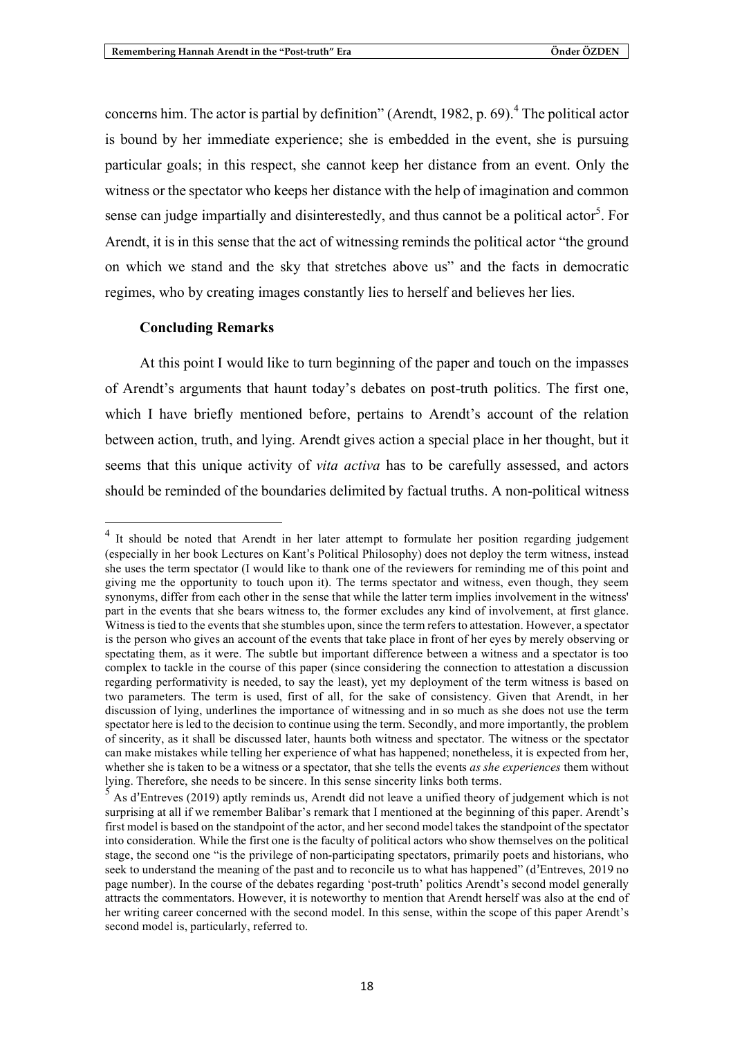concerns him. The actor is partial by definition" (Arendt, 1982, p. 69).[4] The political actor is bound by her immediate experience; she is embedded in the event, she is pursuing particular goals; in this respect, she cannot keep her distance from an event. Only the witness or the spectator who keeps her distance with the help of imagination and common sense can judge impartially and disinterestedly, and thus cannot be a political actor[5]. For Arendt, it is in this sense that the act of witnessing reminds the political actor "the ground on which we stand and the sky that stretches above us" and the facts in democratic regimes, who by creating images constantly lies to herself and believes her lies.

## Concluding Remarks

At this point I would like to turn beginning of the paper and touch on the impasses of Arendt's arguments that haunt today's debates on post-truth politics. The first one, which I have briefly mentioned before, pertains to Arendt's account of the relation between action, truth, and lying. Arendt gives action a special place in her thought, but it seems that this unique activity of *vita activa* has to be carefully assessed, and actors should be reminded of the boundaries delimited by factual truths. A non-political witness

---

[4] It should be noted that Arendt in her later attempt to formulate her position regarding judgement (especially in her book Lectures on Kant's Political Philosophy) does not deploy the term witness, instead she uses the term spectator (I would like to thank one of the reviewers for reminding me of this point and giving me the opportunity to touch upon it). The terms spectator and witness, even though, they seem synonyms, differ from each other in the sense that while the latter term implies involvement in the witness' part in the events that she bears witness to, the former excludes any kind of involvement, at first glance. Witness is tied to the events that she stumbles upon, since the term refers to attestation. However, a spectator is the person who gives an account of the events that take place in front of her eyes by merely observing or spectating them, as it were. The subtle but important difference between a witness and a spectator is too complex to tackle in the course of this paper (since considering the connection to attestation a discussion regarding performativity is needed, to say the least), yet my deployment of the term witness is based on two parameters. The term is used, first of all, for the sake of consistency. Given that Arendt, in her discussion of lying, underlines the importance of witnessing and in so much as she does not use the term spectator here is led to the decision to continue using the term. Secondly, and more importantly, the problem of sincerity, as it shall be discussed later, haunts both witness and spectator. The witness or the spectator can make mistakes while telling her experience of what has happened; nonetheless, it is expected from her, whether she is taken to be a witness or a spectator, that she tells the events *as she experiences* them without lying. Therefore, she needs to be sincere. In this sense sincerity links both terms.

[5] As d'Entreves (2019) aptly reminds us, Arendt did not leave a unified theory of judgement which is not surprising at all if we remember Balibar's remark that I mentioned at the beginning of this paper. Arendt's first model is based on the standpoint of the actor, and her second model takes the standpoint of the spectator into consideration. While the first one is the faculty of political actors who show themselves on the political stage, the second one "is the privilege of non-participated spectators, primarily poets and historians, who seek to understand the meaning of the past and to reconcile us to what has happened" (d'Entreves, 2019 no page number). In the course of the debates regarding 'post-truth' politics Arendt's second model generally attracts the commentators. However, it is noteworthy to mention that Arendt herself was also at the end of her writing career concerned with the second model. In this sense, within the scope of this paper Arendt's second model is, particularly, referred to.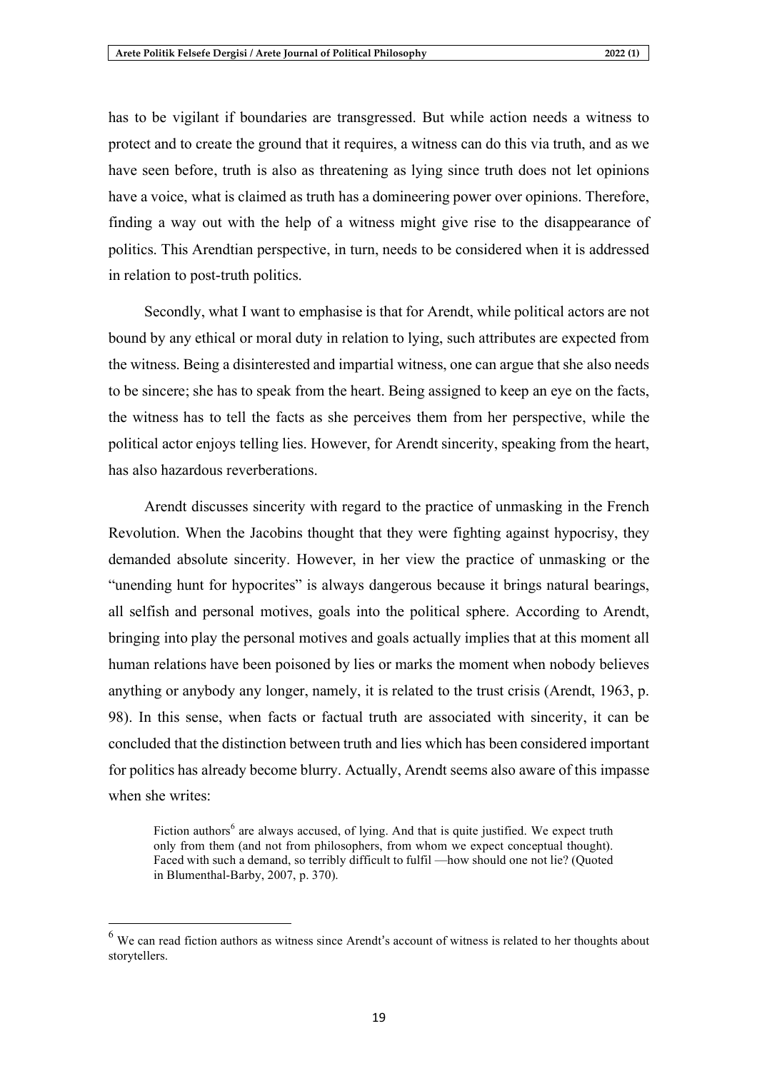has to be vigilant if boundaries are transgressed. But while action needs a witness to protect and to create the ground that it requires, a witness can do this via truth, and as we have seen before, truth is also as threatening as lying since truth does not let opinions have a voice, what is claimed as truth has a domineering power over opinions. Therefore, finding a way out with the help of a witness might give rise to the disappearance of politics. This Arendtian perspective, in turn, needs to be considered when it is addressed in relation to post-truth politics.

Secondly, what I want to emphasise is that for Arendt, while political actors are not bound by any ethical or moral duty in relation to lying, such attributes are expected from the witness. Being a disinterested and impartial witness, one can argue that she also needs to be sincere; she has to speak from the heart. Being assigned to keep an eye on the facts, the witness has to tell the facts as she perceives them from her perspective, while the political actor enjoys telling lies. However, for Arendt sincerity, speaking from the heart, has also hazardous reverberations.

Arendt discusses sincerity with regard to the practice of unmasking in the French Revolution. When the Jacobins thought that they were fighting against hypocrisy, they demanded absolute sincerity. However, in her view the practice of unmasking or the "unending hunt for hypocrites" is always dangerous because it brings natural bearings, all selfish and personal motives, goals into the political sphere. According to Arendt, bringing into play the personal motives and goals actually implies that at this moment all human relations have been poisoned by lies or marks the moment when nobody believes anything or anybody any longer, namely, it is related to the trust crisis (Arendt, 1963, p. 98). In this sense, when facts or factual truth are associated with sincerity, it can be concluded that the distinction between truth and lies which has been considered important for politics has already become blurry. Actually, Arendt seems also aware of this impasse when she writes:

> Fiction authors[6] are always accused, of lying. And that is quite justified. We expect truth only from them (and not from philosophers, from whom we expect conceptual thought). Faced with such a demand, so terribly difficult to fulfil —how should one not lie? (Quoted in Blumenthal-Barby, 2007, p. 370).

---

[6] We can read fiction authors as witness since Arendt's account of witness is related to her thoughts about storytellers.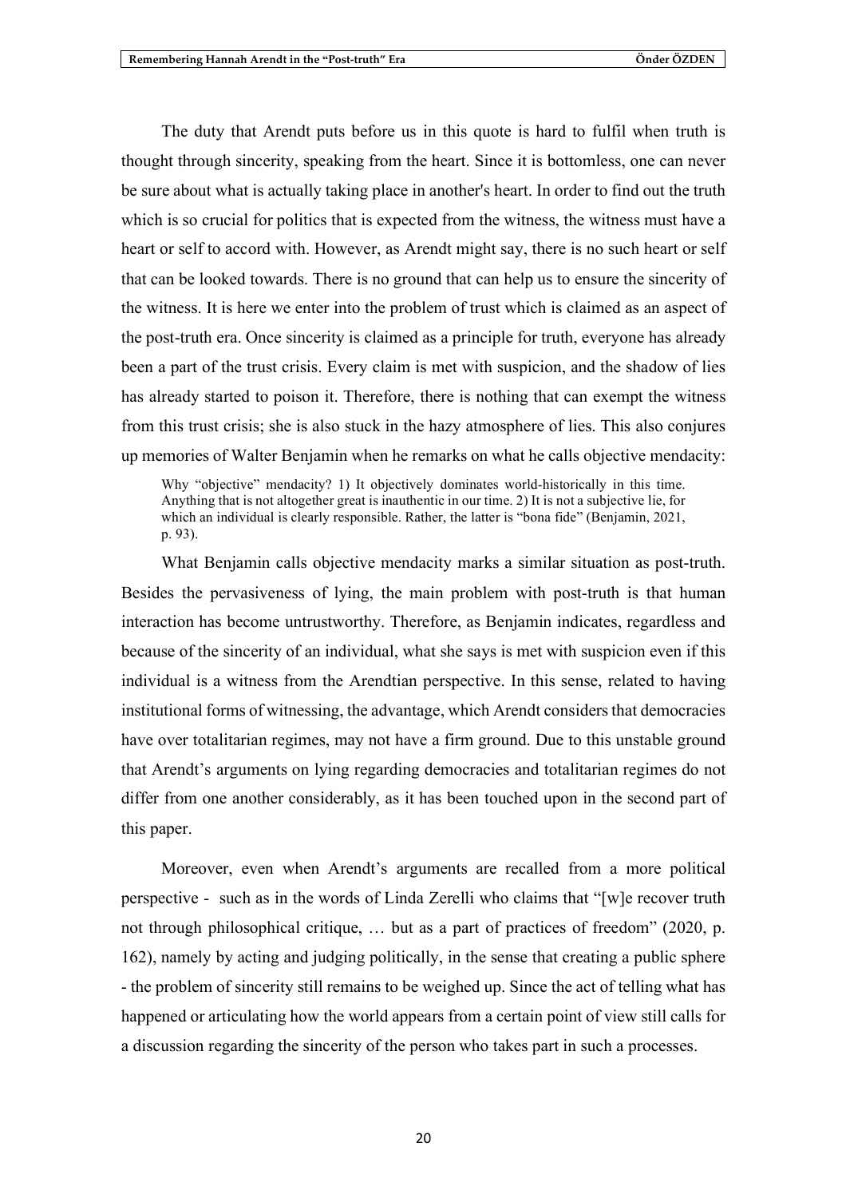The duty that Arendt puts before us in this quote is hard to fulfil when truth is thought through sincerity, speaking from the heart. Since it is bottomless, one can never be sure about what is actually taking place in another's heart. In order to find out the truth which is so crucial for politics that is expected from the witness, the witness must have a heart or self to accord with. However, as Arendt might say, there is no such heart or self that can be looked towards. There is no ground that can help us to ensure the sincerity of the witness. It is here we enter into the problem of trust which is claimed as an aspect of the post-truth era. Once sincerity is claimed as a principle for truth, everyone has already been a part of the trust crisis. Every claim is met with suspicion, and the shadow of lies has already started to poison it. Therefore, there is nothing that can exempt the witness from this trust crisis; she is also stuck in the hazy atmosphere of lies. This also conjures up memories of Walter Benjamin when he remarks on what he calls objective mendacity:

> Why "objective" mendacity? 1) It objectively dominates world-historically in this time. Anything that is not altogether great is inauthentic in our time. 2) It is not a subjective lie, for which an individual is clearly responsible. Rather, the latter is "bona fide" (Benjamin, 2021, p. 93).

What Benjamin calls objective mendacity marks a similar situation as post-truth. Besides the pervasiveness of lying, the main problem with post-truth is that human interaction has become untrustworthy. Therefore, as Benjamin indicates, regardless and because of the sincerity of an individual, what she says is met with suspicion even if this individual is a witness from the Arendtian perspective. In this sense, related to having institutional forms of witnessing, the advantage, which Arendt considers that democracies have over totalitarian regimes, may not have a firm ground. Due to this unstable ground that Arendt's arguments on lying regarding democracies and totalitarian regimes do not differ from one another considerably, as it has been touched upon in the second part of this paper.

Moreover, even when Arendt's arguments are recalled from a more political perspective - such as in the words of Linda Zerelli who claims that "[w]e recover truth not through philosophical critique, … but as a part of practices of freedom" (2020, p. 162), namely by acting and judging politically, in the sense that creating a public sphere - the problem of sincerity still remains to be weighed up. Since the act of telling what has happened or articulating how the world appears from a certain point of view still calls for a discussion regarding the sincerity of the person who takes part in such a processes.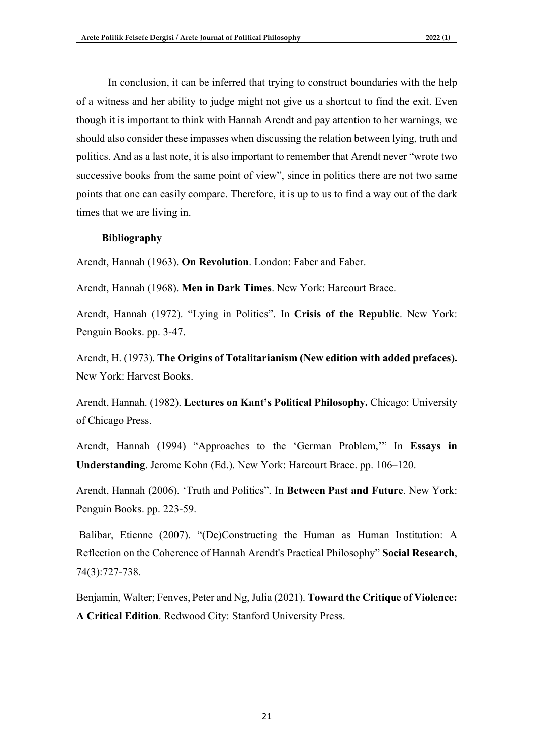In conclusion, it can be inferred that trying to construct boundaries with the help of a witness and her ability to judge might not give us a shortcut to find the exit. Even though it is important to think with Hannah Arendt and pay attention to her warnings, we should also consider these impasses when discussing the relation between lying, truth and politics. And as a last note, it is also important to remember that Arendt never "wrote two successive books from the same point of view", since in politics there are not two same points that one can easily compare. Therefore, it is up to us to find a way out of the dark times that we are living in.

## Bibliography

Arendt, Hannah (1963). **On Revolution**. London: Faber and Faber.

Arendt, Hannah (1968). **Men in Dark Times**. New York: Harcourt Brace.

Arendt, Hannah (1972). "Lying in Politics". In **Crisis of the Republic**. New York: Penguin Books. pp. 3-47.

Arendt, H. (1973). **The Origins of Totalitarianism (New edition with added prefaces).** New York: Harvest Books.

Arendt, Hannah. (1982). **Lectures on Kant's Political Philosophy.** Chicago: University of Chicago Press.

Arendt, Hannah (1994) "Approaches to the 'German Problem,'" In **Essays in Understanding**. Jerome Kohn (Ed.). New York: Harcourt Brace. pp. 106–120.

Arendt, Hannah (2006). 'Truth and Politics". In **Between Past and Future**. New York: Penguin Books. pp. 223-59.

Balibar, Etienne (2007). "(De)Constructing the Human as Human Institution: A Reflection on the Coherence of Hannah Arendt's Practical Philosophy" **Social Research**, 74(3):727-738.

Benjamin, Walter; Fenves, Peter and Ng, Julia (2021). **Toward the Critique of Violence: A Critical Edition**. Redwood City: Stanford University Press.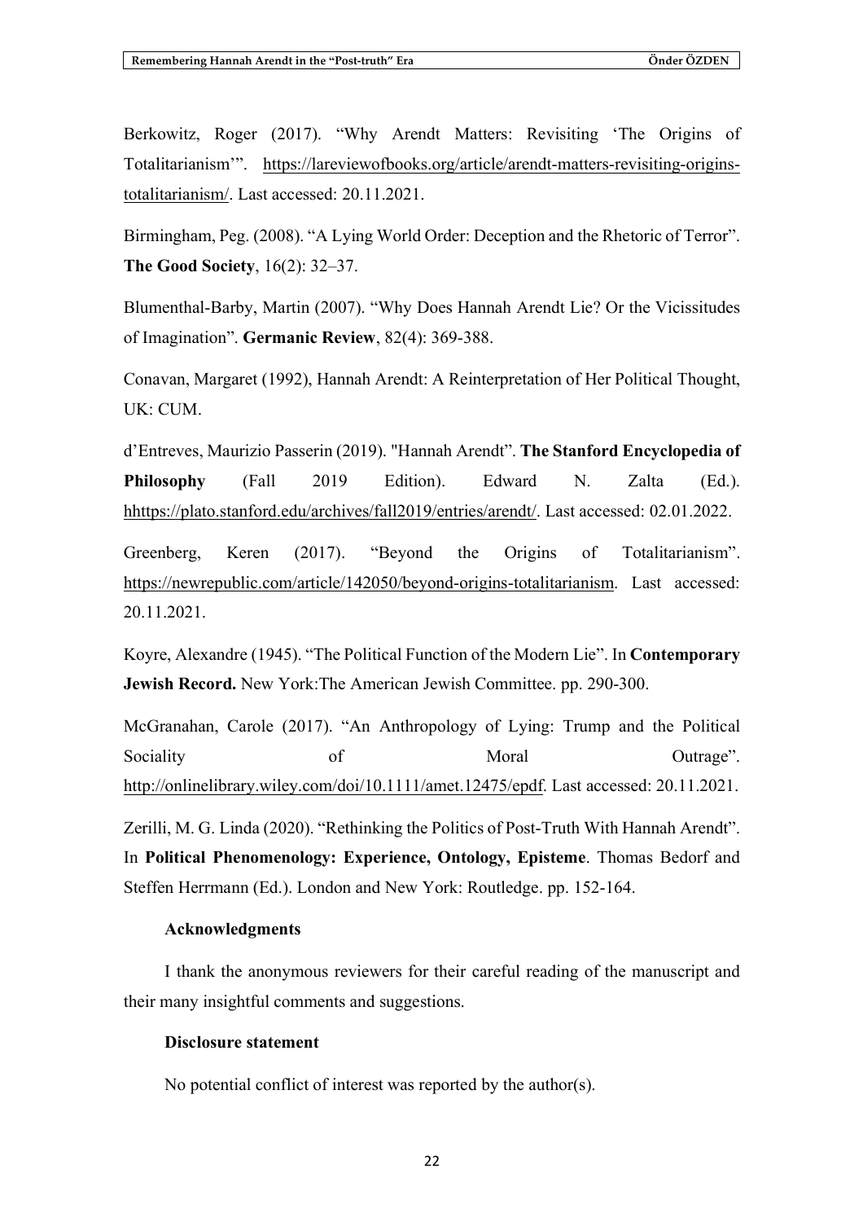Berkowitz, Roger (2017). "Why Arendt Matters: Revisiting 'The Origins of Totalitarianism'". https://lareviewofbooks.org/article/arendt-matters-revisiting-origins-totalitarianism/. Last accessed: 20.11.2021.

Birmingham, Peg. (2008). "A Lying World Order: Deception and the Rhetoric of Terror". **The Good Society**, 16(2): 32–37.

Blumenthal-Barby, Martin (2007). "Why Does Hannah Arendt Lie? Or the Vicissitudes of Imagination". **Germanic Review**, 82(4): 369-388.

Conavan, Margaret (1992), Hannah Arendt: A Reinterpretation of Her Political Thought, UK: CUM.

d'Entreves, Maurizio Passerin (2019). "Hannah Arendt". **The Stanford Encyclopedia of Philosophy** (Fall 2019 Edition). Edward N. Zalta (Ed.). hhttps://plato.stanford.edu/archives/fall2019/entries/arendt/. Last accessed: 02.01.2022.

Greenberg, Keren (2017). "Beyond the Origins of Totalitarianism". https://newrepublic.com/article/142050/beyond-origins-totalitarianism. Last accessed: 20.11.2021.

Koyre, Alexandre (1945). "The Political Function of the Modern Lie". In **Contemporary Jewish Record.** New York:The American Jewish Committee. pp. 290-300.

McGranahan, Carole (2017). "An Anthropology of Lying: Trump and the Political Sociality of Moral Outrage". http://onlinelibrary.wiley.com/doi/10.1111/amet.12475/epdf. Last accessed: 20.11.2021.

Zerilli, M. G. Linda (2020). "Rethinking the Politics of Post-Truth With Hannah Arendt". In **Political Phenomenology: Experience, Ontology, Episteme**. Thomas Bedorf and Steffen Herrmann (Ed.). London and New York: Routledge. pp. 152-164.

**Acknowledgments**

I thank the anonymous reviewers for their careful reading of the manuscript and their many insightful comments and suggestions.

**Disclosure statement**

No potential conflict of interest was reported by the author(s).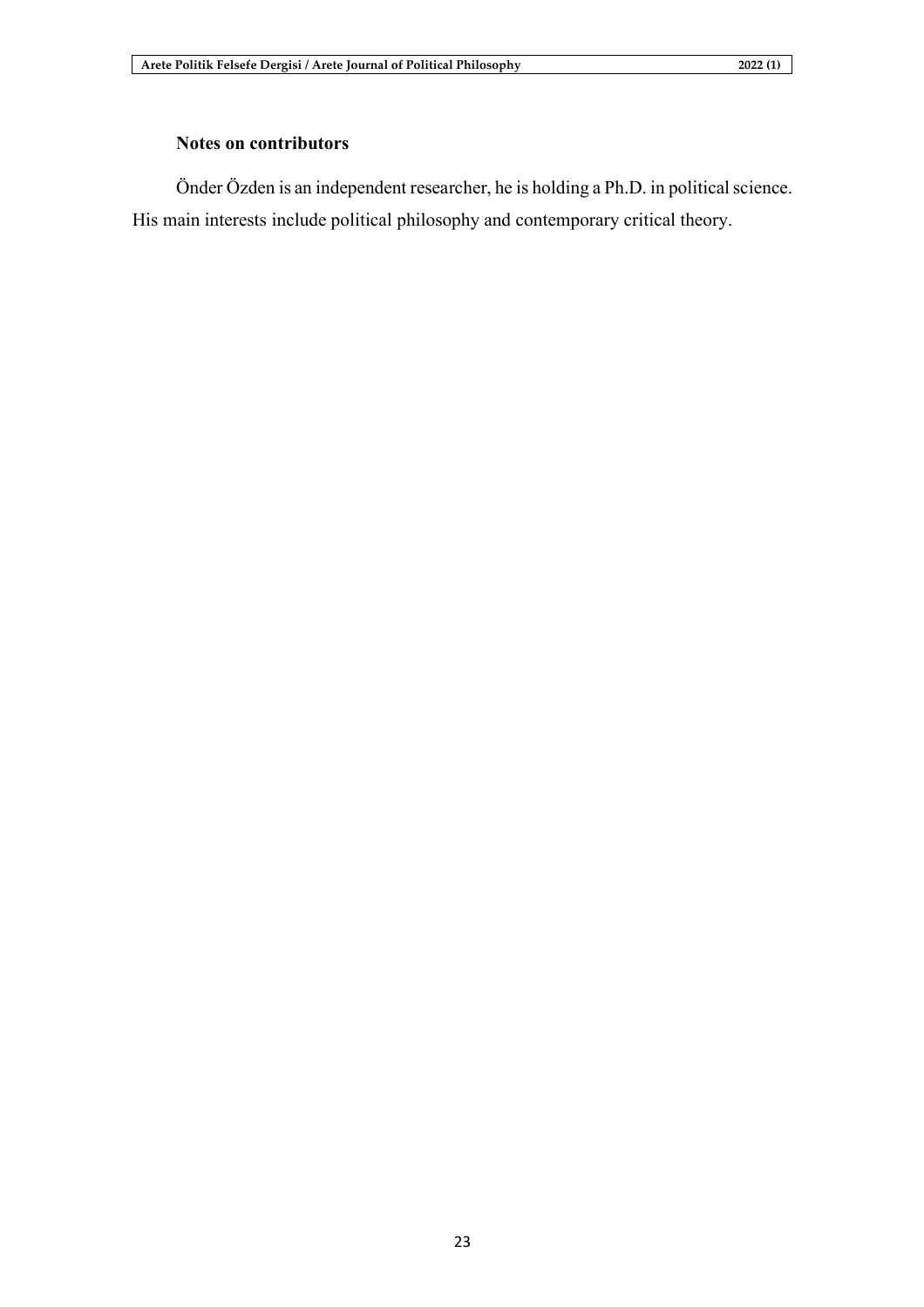## Notes on contributors

Önder Özden is an independent researcher, he is holding a Ph.D. in political science. His main interests include political philosophy and contemporary critical theory.